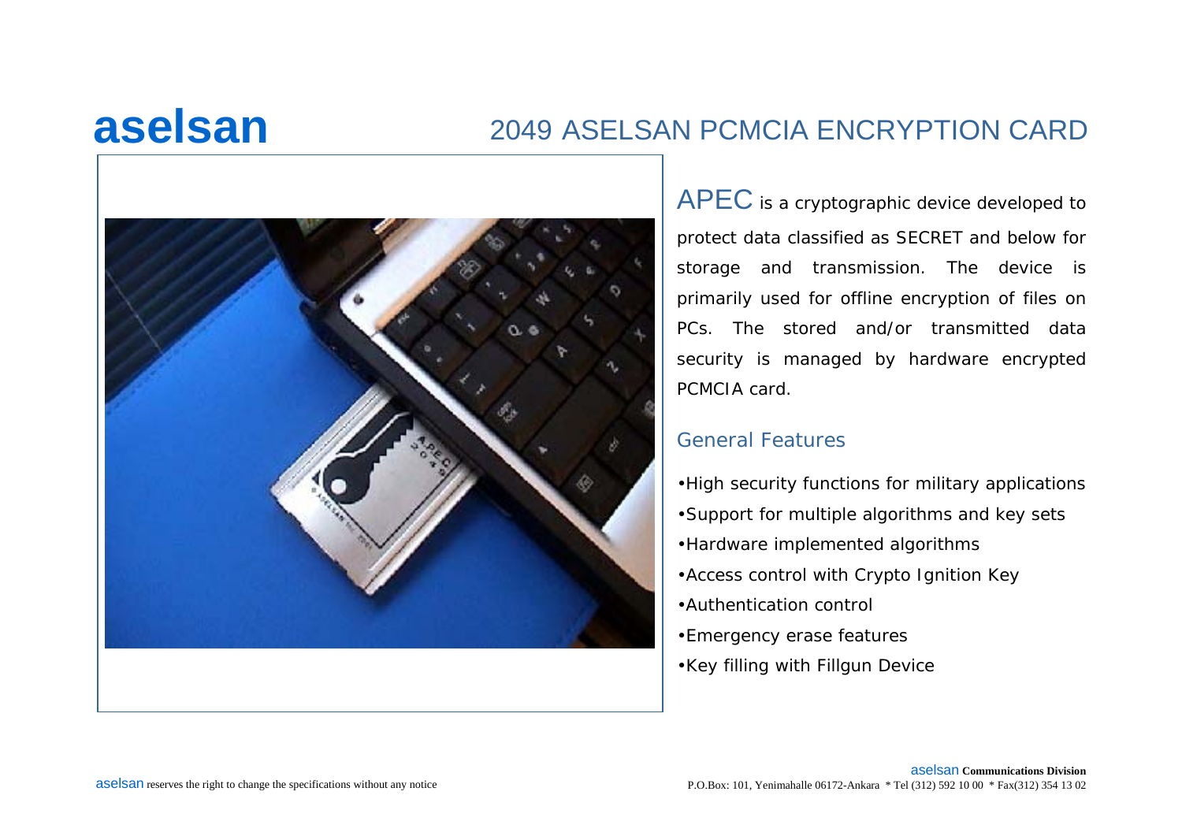# aselsan

## 2049 ASELSAN PCMCIA ENCRYPTION CARD

APEC is a cryptographic device developed to protect data classified as SECRET and below for storage and transmission. The device is primarily used for offline encryption of files on PCs. The stored and/or transmitted data security is managed by hardware encrypted PCMCIA card.

### General Features

- High security functions for military applications
- Support for multiple algorithms and key sets
- Hardware implemented algorithms
- Access control with Crypto Ignition Key
- Authentication control
- Emergency erase features
- Key filling with Fillgun Device

aselsan reserves the right to change the specifications without any notice

aselsan **Communications Division**
P.O.Box: 101, Yenimahalle 06172-Ankara * Tel (312) 592 10 00 * Fax(312) 354 13 02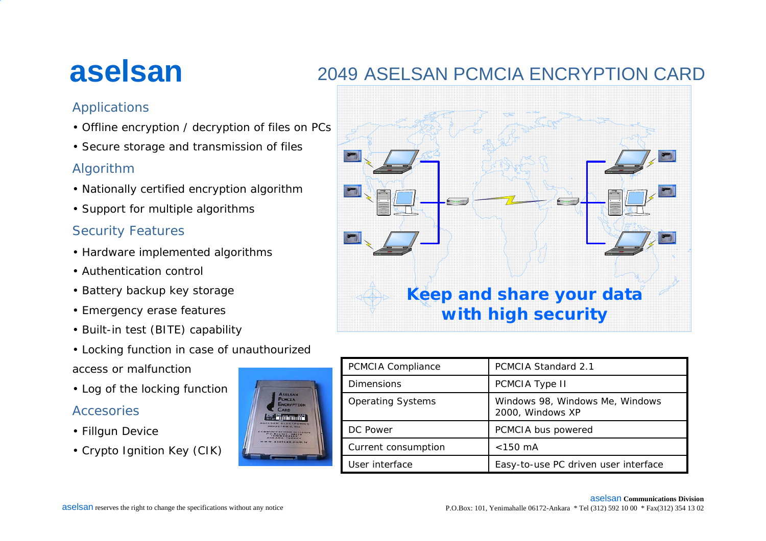# aselsan

## 2049 ASELSAN PCMCIA ENCRYPTION CARD

### Applications

- Offline encryption / decryption of files on PCs
- Secure storage and transmission of files

### Algorithm

- Nationally certified encryption algorithm
- Support for multiple algorithms

### Security Features

- Hardware implemented algorithms
- Authentication control
- Battery backup key storage
- Emergency erase features
- Built-in test (BITE) capability
- Locking function in case of unauthorized access or malfunction
- Log of the locking function

### Accesories

- Fillgun Device
- Crypto Ignition Key (CIK)

**Keep and share your data with high security**

| | |
|---|---|
| PCMCIA Compliance | PCMCIA Standard 2.1 |
| Dimensions | PCMCIA Type II |
| Operating Systems | Windows 98, Windows Me, Windows 2000, Windows XP |
| DC Power | PCMCIA bus powered |
| Current consumption | <150 mA |
| User interface | Easy-to-use PC driven user interface |

aselsan reserves the right to change the specifications without any notice

aselsan Communications Division
P.O.Box: 101, Yenimahalle 06172-Ankara * Tel (312) 592 10 00 * Fax(312) 354 13 02